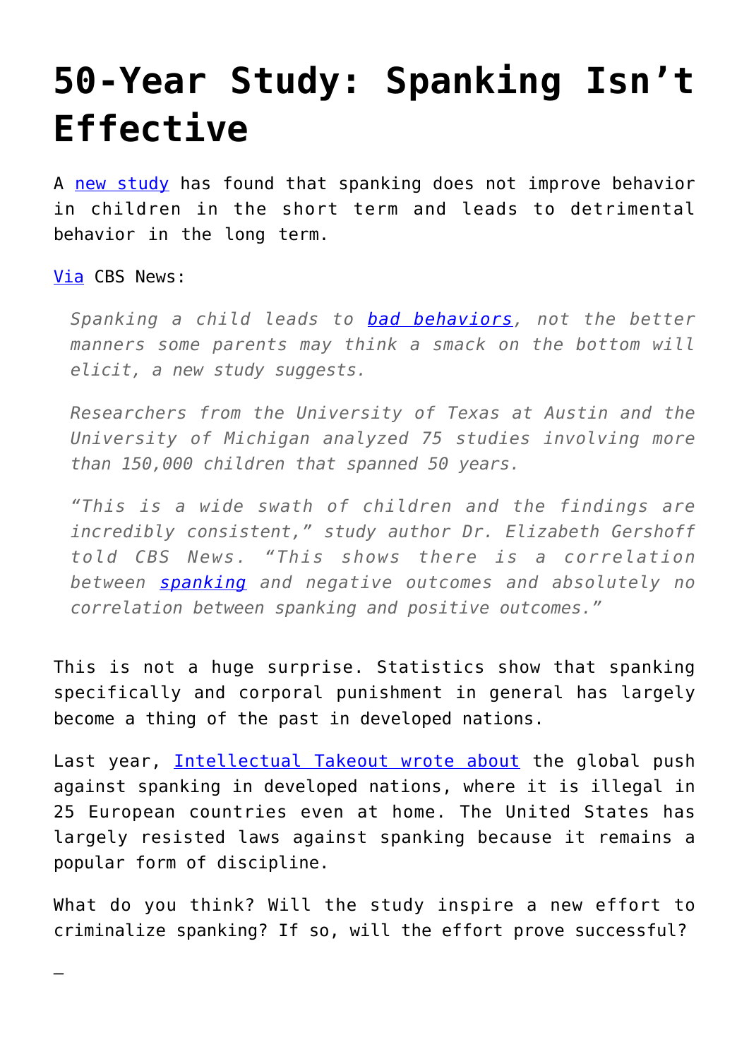# 50-Year Study: Spanking Isn't Effective

A [new study](#) has found that spanking does not improve behavior in children in the short term and leads to detrimental behavior in the long term.

[Via](#) CBS News:

> *Spanking a child leads to [bad behaviors](#), not the better manners some parents may think a smack on the bottom will elicit, a new study suggests.*
>
> *Researchers from the University of Texas at Austin and the University of Michigan analyzed 75 studies involving more than 150,000 children that spanned 50 years.*
>
> *"This is a wide swath of children and the findings are incredibly consistent," study author Dr. Elizabeth Gershoff told CBS News. "This shows there is a correlation between [spanking](#) and negative outcomes and absolutely no correlation between spanking and positive outcomes."*

This is not a huge surprise. Statistics show that spanking specifically and corporal punishment in general has largely become a thing of the past in developed nations.

Last year, [Intellectual Takeout wrote about](#) the global push against spanking in developed nations, where it is illegal in 25 European countries even at home. The United States has largely resisted laws against spanking because it remains a popular form of discipline.

What do you think? Will the study inspire a new effort to criminalize spanking? If so, will the effort prove successful?

—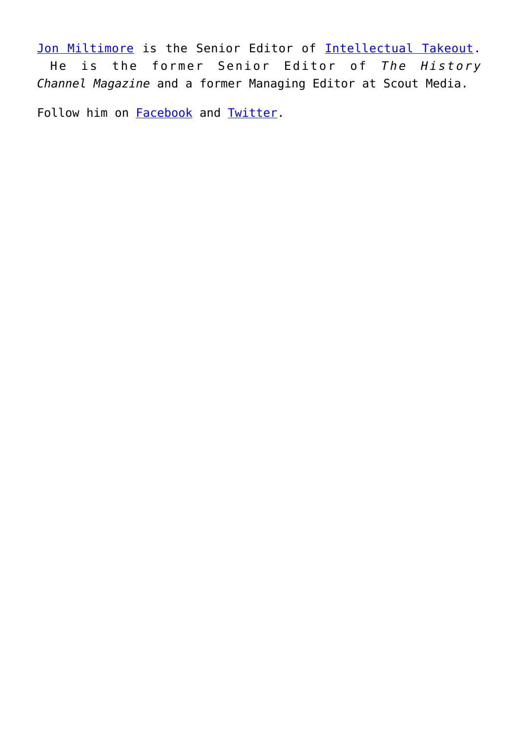Jon Miltimore is the Senior Editor of Intellectual Takeout. He is the former Senior Editor of *The History Channel Magazine* and a former Managing Editor at Scout Media.

Follow him on Facebook and Twitter.